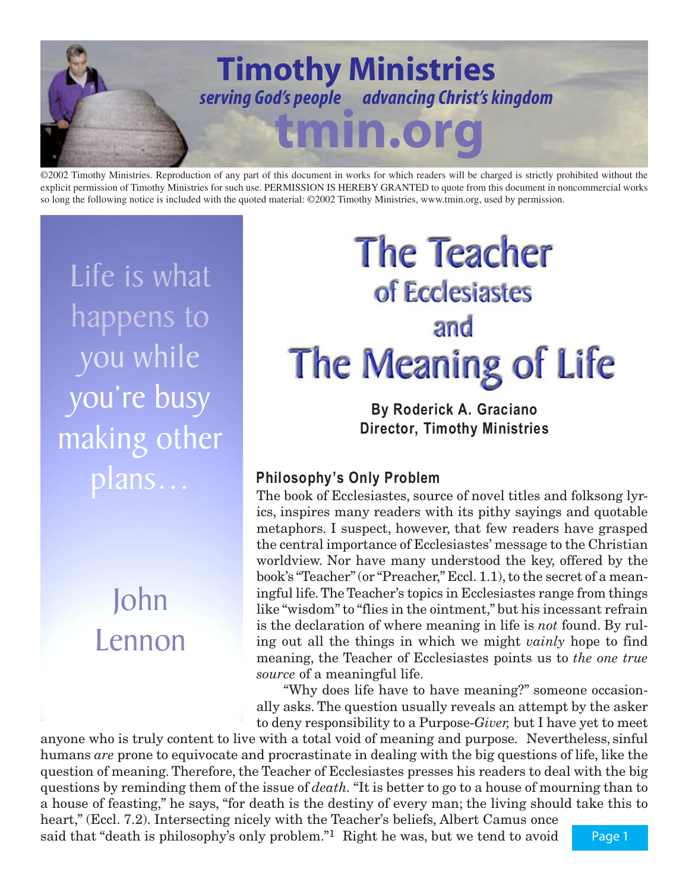# Timothy Ministries

*serving God's people advancing Christ's kingdom*

**tmin.org**

©2002 Timothy Ministries. Reproduction of any part of this document in works for which readers will be charged is strictly prohibited without the explicit permission of Timothy Ministries for such use. PERMISSION IS HEREBY GRANTED to quote from this document in noncommercial works so long the following notice is included with the quoted material: ©2002 Timothy Ministries, www.tmin.org, used by permission.

> Life is what happens to you while you're busy making other plans…
>
> John Lennon

# The Teacher of Ecclesiastes and The Meaning of Life

**By Roderick A. Graciano**
**Director, Timothy Ministries**

### Philosophy's Only Problem

The book of Ecclesiastes, source of novel titles and folksong lyrics, inspires many readers with its pithy sayings and quotable metaphors. I suspect, however, that few readers have grasped the central importance of Ecclesiastes' message to the Christian worldview. Nor have many understood the key, offered by the book's "Teacher" (or "Preacher," Eccl. 1.1), to the secret of a meaningful life. The Teacher's topics in Ecclesiastes range from things like "wisdom" to "flies in the ointment," but his incessant refrain is the declaration of where meaning in life is *not* found. By ruling out all the things in which we might *vainly* hope to find meaning, the Teacher of Ecclesiastes points us to *the one true source* of a meaningful life.

"Why does life have to have meaning?" someone occasionally asks. The question usually reveals an attempt by the asker to deny responsibility to a Purpose-*Giver,* but I have yet to meet anyone who is truly content to live with a total void of meaning and purpose. Nevertheless, sinful humans *are* prone to equivocate and procrastinate in dealing with the big questions of life, like the question of meaning. Therefore, the Teacher of Ecclesiastes presses his readers to deal with the big questions by reminding them of the issue of *death.* "It is better to go to a house of mourning than to a house of feasting," he says, "for death is the destiny of every man; the living should take this to heart," (Eccl. 7.2). Intersecting nicely with the Teacher's beliefs, Albert Camus once said that "death is philosophy's only problem."[1] Right he was, but we tend to avoid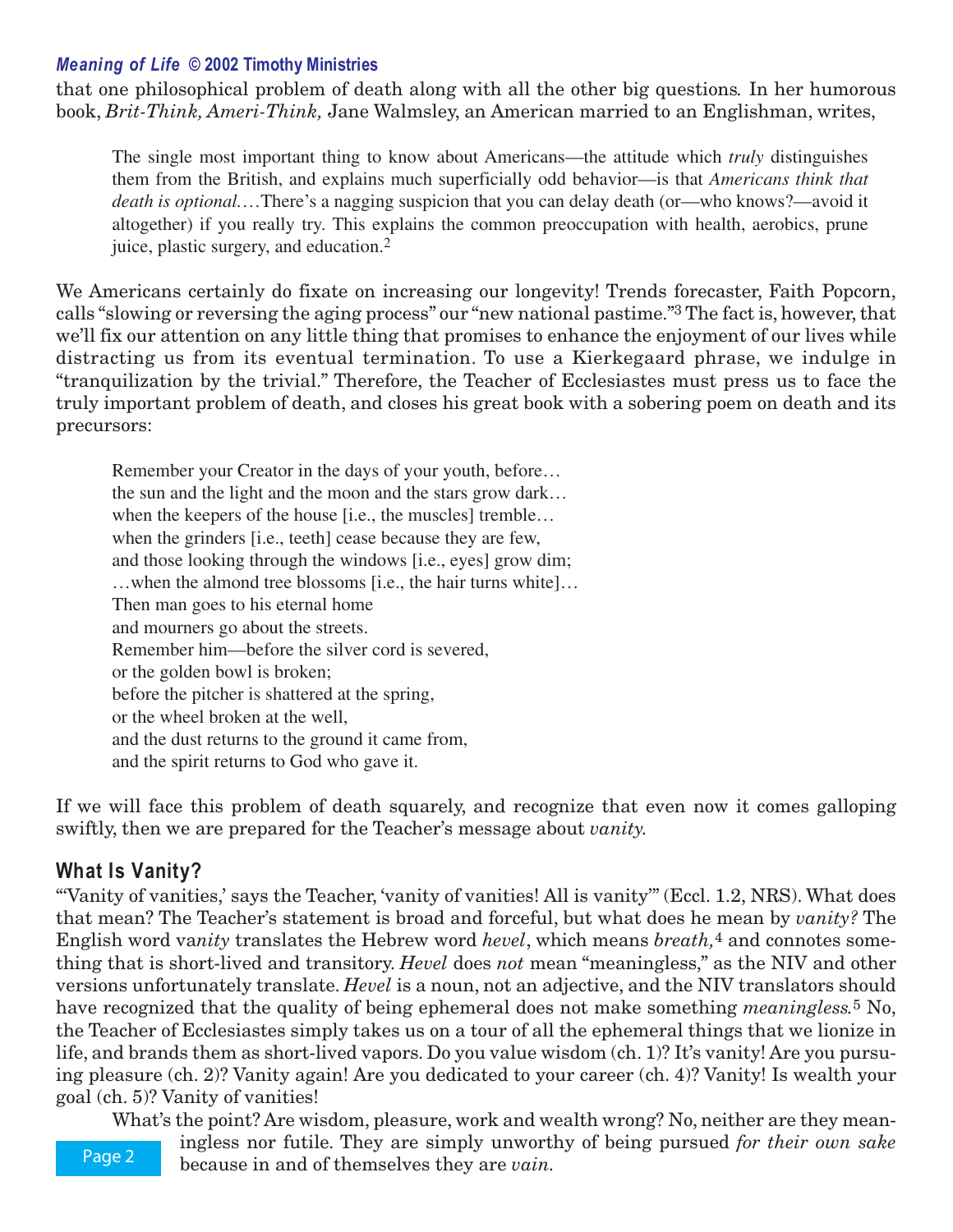that one philosophical problem of death along with all the other big questions. In her humorous book, *Brit-Think, Ameri-Think,* Jane Walmsley, an American married to an Englishman, writes,

> The single most important thing to know about Americans—the attitude which *truly* distinguishes them from the British, and explains much superficially odd behavior—is that *Americans think that death is optional.*…There's a nagging suspicion that you can delay death (or—who knows?—avoid it altogether) if you really try. This explains the common preoccupation with health, aerobics, prune juice, plastic surgery, and education.[2]

We Americans certainly do fixate on increasing our longevity! Trends forecaster, Faith Popcorn, calls "slowing or reversing the aging process" our "new national pastime."[3] The fact is, however, that we'll fix our attention on any little thing that promises to enhance the enjoyment of our lives while distracting us from its eventual termination. To use a Kierkegaard phrase, we indulge in "tranquilization by the trivial." Therefore, the Teacher of Ecclesiastes must press us to face the truly important problem of death, and closes his great book with a sobering poem on death and its precursors:

> Remember your Creator in the days of your youth, before…
> the sun and the light and the moon and the stars grow dark…
> when the keepers of the house [i.e., the muscles] tremble…
> when the grinders [i.e., teeth] cease because they are few,
> and those looking through the windows [i.e., eyes] grow dim;
> …when the almond tree blossoms [i.e., the hair turns white]…
> Then man goes to his eternal home
> and mourners go about the streets.
> Remember him—before the silver cord is severed,
> or the golden bowl is broken;
> before the pitcher is shattered at the spring,
> or the wheel broken at the well,
> and the dust returns to the ground it came from,
> and the spirit returns to God who gave it.

If we will face this problem of death squarely, and recognize that even now it comes galloping swiftly, then we are prepared for the Teacher's message about *vanity.*

## What Is Vanity?

"'Vanity of vanities,' says the Teacher, 'vanity of vanities! All is vanity'" (Eccl. 1.2, NRS). What does that mean? The Teacher's statement is broad and forceful, but what does he mean by *vanity?* The English word va*nity* translates the Hebrew word *hevel*, which means *breath,*[4] and connotes something that is short-lived and transitory. *Hevel* does *not* mean "meaningless," as the NIV and other versions unfortunately translate. *Hevel* is a noun, not an adjective, and the NIV translators should have recognized that the quality of being ephemeral does not make something *meaningless.*[5] No, the Teacher of Ecclesiastes simply takes us on a tour of all the ephemeral things that we lionize in life, and brands them as short-lived vapors. Do you value wisdom (ch. 1)? It's vanity! Are you pursuing pleasure (ch. 2)? Vanity again! Are you dedicated to your career (ch. 4)? Vanity! Is wealth your goal (ch. 5)? Vanity of vanities!

What's the point? Are wisdom, pleasure, work and wealth wrong? No, neither are they meaningless nor futile. They are simply unworthy of being pursued *for their own sake* because in and of themselves they are *vain.*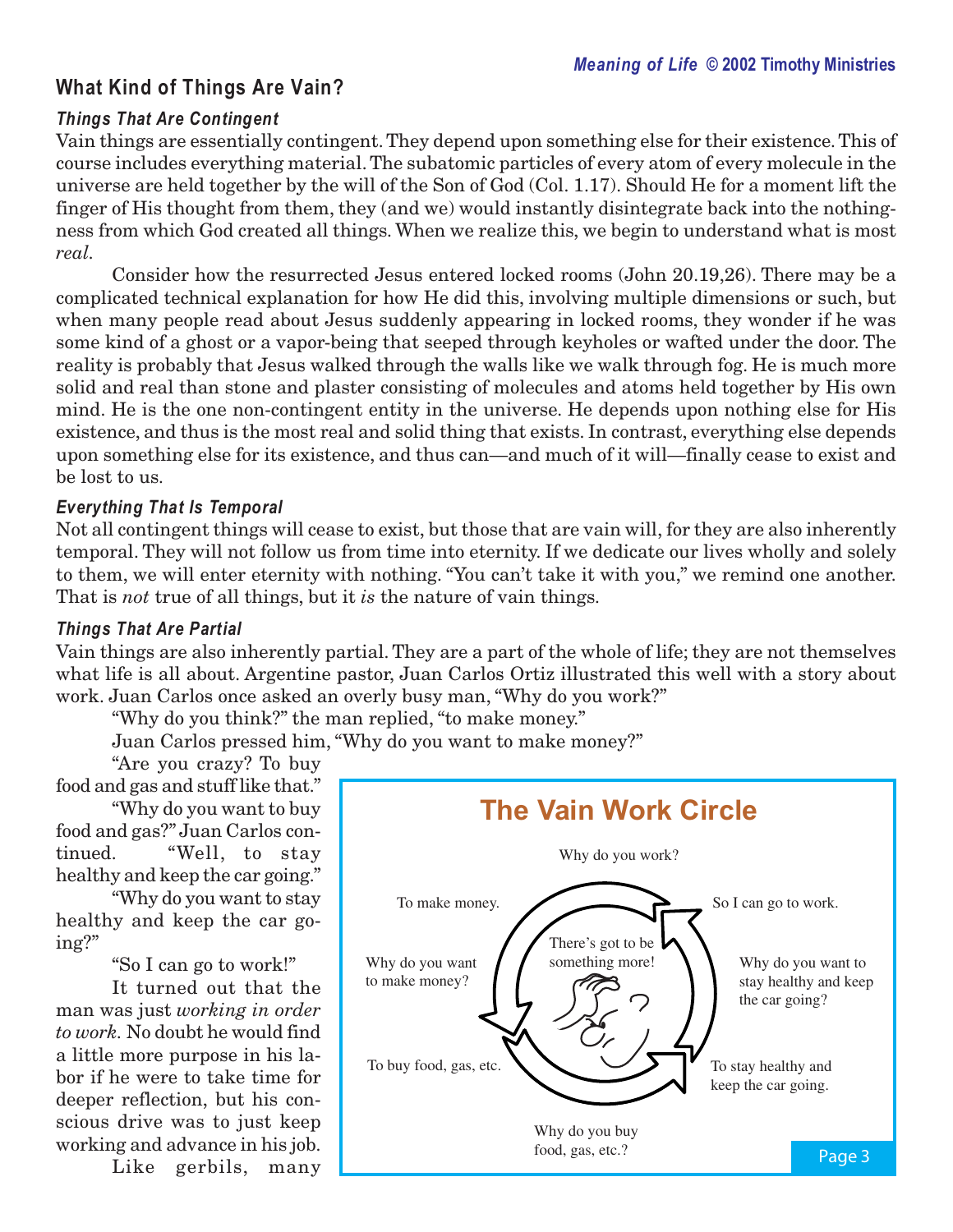## What Kind of Things Are Vain?

### *Things That Are Contingent*

Vain things are essentially contingent. They depend upon something else for their existence. This of course includes everything material. The subatomic particles of every atom of every molecule in the universe are held together by the will of the Son of God (Col. 1.17). Should He for a moment lift the finger of His thought from them, they (and we) would instantly disintegrate back into the nothingness from which God created all things. When we realize this, we begin to understand what is most *real*.

Consider how the resurrected Jesus entered locked rooms (John 20.19,26). There may be a complicated technical explanation for how He did this, involving multiple dimensions or such, but when many people read about Jesus suddenly appearing in locked rooms, they wonder if he was some kind of a ghost or a vapor-being that seeped through keyholes or wafted under the door. The reality is probably that Jesus walked through the walls like we walk through fog. He is much more solid and real than stone and plaster consisting of molecules and atoms held together by His own mind. He is the one non-contingent entity in the universe. He depends upon nothing else for His existence, and thus is the most real and solid thing that exists. In contrast, everything else depends upon something else for its existence, and thus can—and much of it will—finally cease to exist and be lost to us.

### *Everything That Is Temporal*

Not all contingent things will cease to exist, but those that are vain will, for they are also inherently temporal. They will not follow us from time into eternity. If we dedicate our lives wholly and solely to them, we will enter eternity with nothing. "You can't take it with you," we remind one another. That is *not* true of all things, but it *is* the nature of vain things.

### *Things That Are Partial*

Vain things are also inherently partial. They are a part of the whole of life; they are not themselves what life is all about. Argentine pastor, Juan Carlos Ortiz illustrated this well with a story about work. Juan Carlos once asked an overly busy man, "Why do you work?"

"Why do you think?" the man replied, "to make money."

Juan Carlos pressed him, "Why do you want to make money?"

"Are you crazy? To buy food and gas and stuff like that."

"Why do you want to buy food and gas?" Juan Carlos continued. "Well, to stay healthy and keep the car going."

"Why do you want to stay healthy and keep the car going?"

"So I can go to work!"

It turned out that the man was just *working in order to work.* No doubt he would find a little more purpose in his labor if he were to take time for deeper reflection, but his conscious drive was to just keep working and advance in his job.

**The Vain Work Circle**

Why do you work?

To make money.

Why do you want to make money?

To buy food, gas, etc.

Why do you buy food, gas, etc.?

To stay healthy and keep the car going.

Why do you want to stay healthy and keep the car going?

So I can go to work.

There's got to be something more!

Like gerbils, many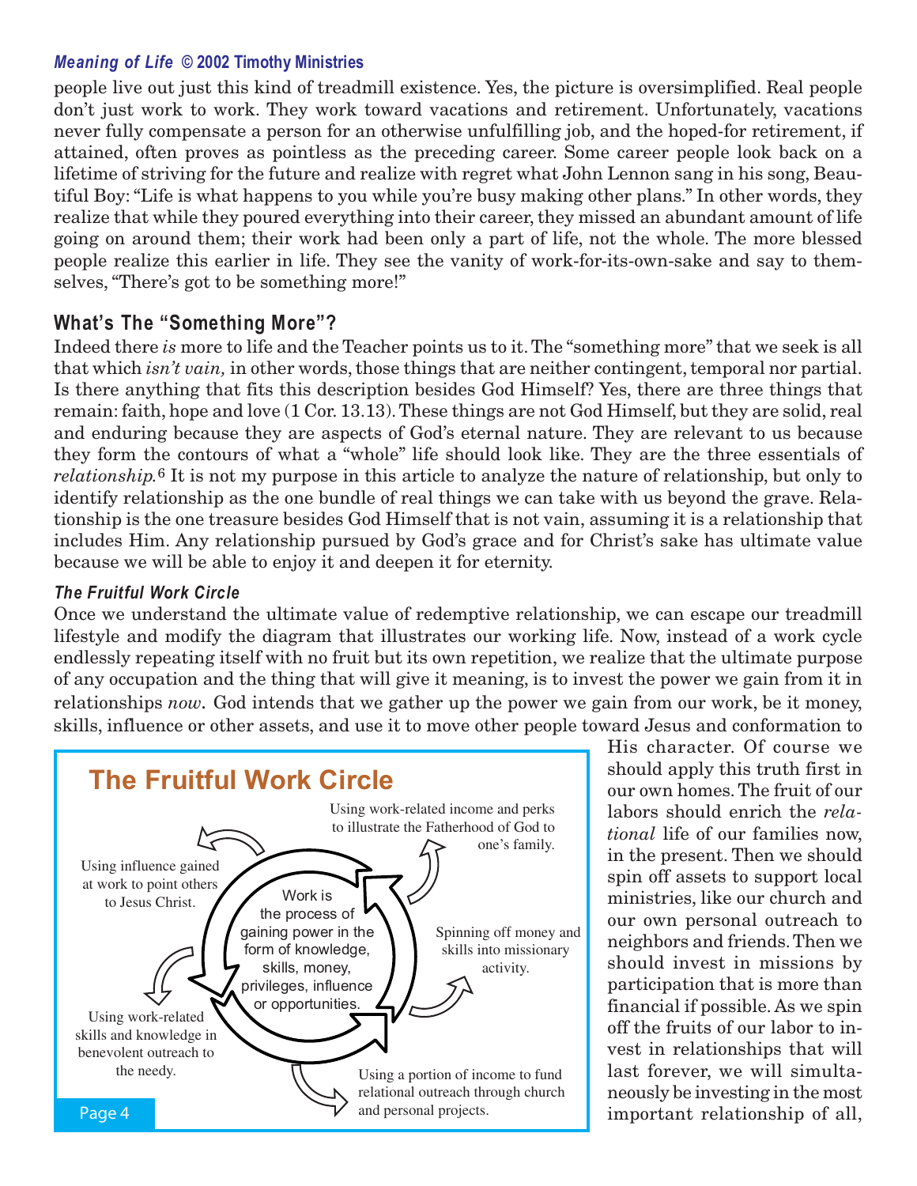people live out just this kind of treadmill existence. Yes, the picture is oversimplified. Real people don't just work to work. They work toward vacations and retirement. Unfortunately, vacations never fully compensate a person for an otherwise unfulfilling job, and the hoped-for retirement, if attained, often proves as pointless as the preceding career. Some career people look back on a lifetime of striving for the future and realize with regret what John Lennon sang in his song, Beautiful Boy: "Life is what happens to you while you're busy making other plans." In other words, they realize that while they poured everything into their career, they missed an abundant amount of life going on around them; their work had been only a part of life, not the whole. The more blessed people realize this earlier in life. They see the vanity of work-for-its-own-sake and say to themselves, "There's got to be something more!"

## What's The "Something More"?

Indeed there *is* more to life and the Teacher points us to it. The "something more" that we seek is all that which *isn't vain,* in other words, those things that are neither contingent, temporal nor partial. Is there anything that fits this description besides God Himself? Yes, there are three things that remain: faith, hope and love (1 Cor. 13.13). These things are not God Himself, but they are solid, real and enduring because they are aspects of God's eternal nature. They are relevant to us because they form the contours of what a "whole" life should look like. They are the three essentials of *relationship.*[6] It is not my purpose in this article to analyze the nature of relationship, but only to identify relationship as the one bundle of real things we can take with us beyond the grave. Relationship is the one treasure besides God Himself that is not vain, assuming it is a relationship that includes Him. Any relationship pursued by God's grace and for Christ's sake has ultimate value because we will be able to enjoy it and deepen it for eternity.

### *The Fruitful Work Circle*

Once we understand the ultimate value of redemptive relationship, we can escape our treadmill lifestyle and modify the diagram that illustrates our working life. Now, instead of a work cycle endlessly repeating itself with no fruit but its own repetition, we realize that the ultimate purpose of any occupation and the thing that will give it meaning, is to invest the power we gain from it in relationships *now*. God intends that we gather up the power we gain from our work, be it money, skills, influence or other assets, and use it to move other people toward Jesus and conformation to His character. Of course we should apply this truth first in our own homes. The fruit of our labors should enrich the *relational* life of our families now, in the present. Then we should spin off assets to support local ministries, like our church and our own personal outreach to neighbors and friends. Then we should invest in missions by participation that is more than financial if possible. As we spin off the fruits of our labor to invest in relationships that will last forever, we will simultaneously be investing in the most important relationship of all,

**The Fruitful Work Circle**

Work is the process of gaining power in the form of knowledge, skills, money, privileges, influence or opportunities.

- Using work-related income and perks to illustrate the Fatherhood of God to one's family.
- Spinning off money and skills into missionary activity.
- Using a portion of income to fund relational outreach through church and personal projects.
- Using work-related skills and knowledge in benevolent outreach to the needy.
- Using influence gained at work to point others to Jesus Christ.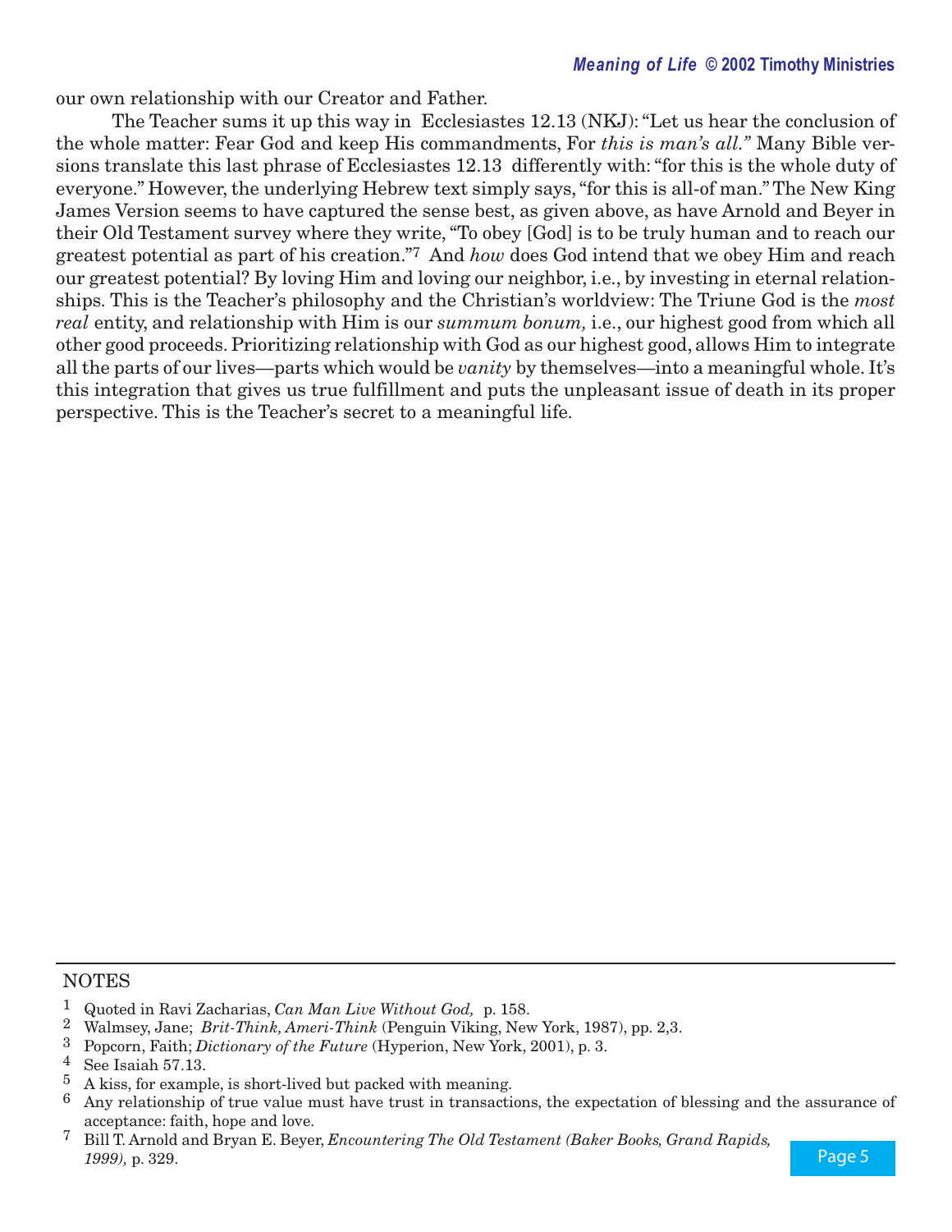our own relationship with our Creator and Father.

The Teacher sums it up this way in Ecclesiastes 12.13 (NKJ): "Let us hear the conclusion of the whole matter: Fear God and keep His commandments, For *this is man's all."* Many Bible versions translate this last phrase of Ecclesiastes 12.13 differently with: "for this is the whole duty of everyone." However, the underlying Hebrew text simply says, "for this is all-of man." The New King James Version seems to have captured the sense best, as given above, as have Arnold and Beyer in their Old Testament survey where they write, "To obey [God] is to be truly human and to reach our greatest potential as part of his creation."[7] And *how* does God intend that we obey Him and reach our greatest potential? By loving Him and loving our neighbor, i.e., by investing in eternal relationships. This is the Teacher's philosophy and the Christian's worldview: The Triune God is the *most real* entity, and relationship with Him is our *summum bonum,* i.e., our highest good from which all other good proceeds. Prioritizing relationship with God as our highest good, allows Him to integrate all the parts of our lives—parts which would be *vanity* by themselves—into a meaningful whole. It's this integration that gives us true fulfillment and puts the unpleasant issue of death in its proper perspective. This is the Teacher's secret to a meaningful life.

---

NOTES

1 Quoted in Ravi Zacharias, *Can Man Live Without God,* p. 158.

2 Walmsey, Jane; *Brit-Think, Ameri-Think* (Penguin Viking, New York, 1987), pp. 2,3.

3 Popcorn, Faith; *Dictionary of the Future* (Hyperion, New York, 2001), p. 3.

4 See Isaiah 57.13.

5 A kiss, for example, is short-lived but packed with meaning.

6 Any relationship of true value must have trust in transactions, the expectation of blessing and the assurance of acceptance: faith, hope and love.

7 Bill T. Arnold and Bryan E. Beyer, *Encountering The Old Testament (Baker Books, Grand Rapids, 1999),* p. 329.